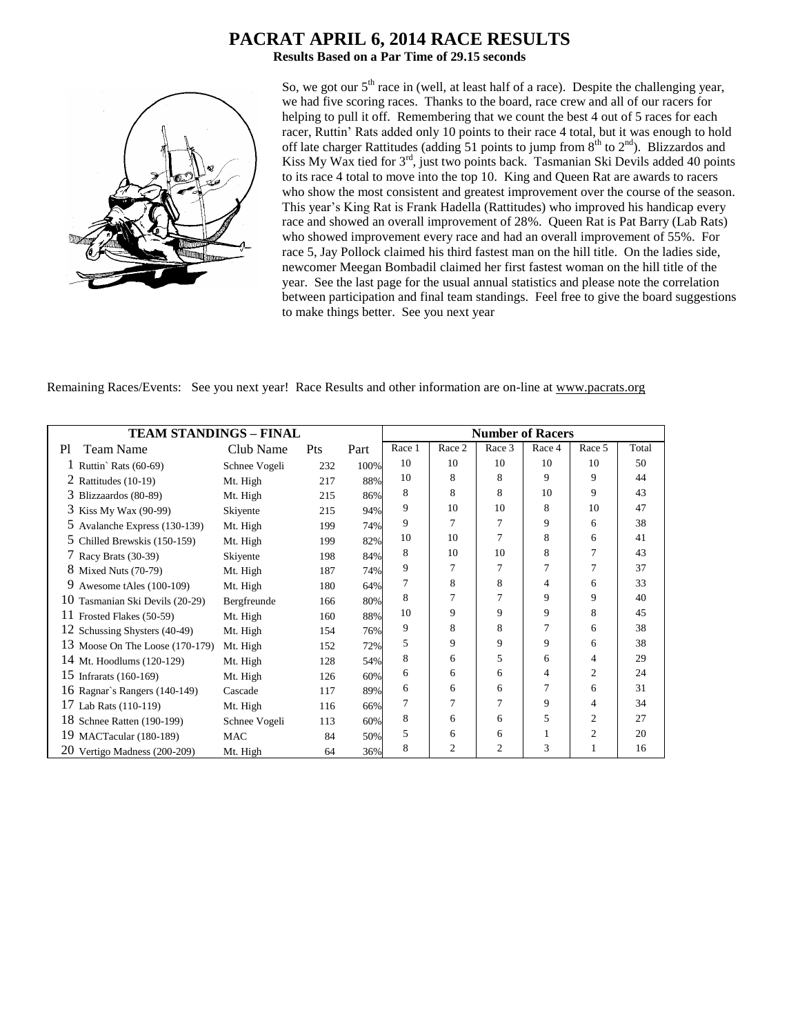# PACRAT APRIL 6, 2014 RACE RESULTS

**Results Based on a Par Time of 29.15 seconds**

So, we got our 5th race in (well, at least half of a race). Despite the challenging year, we had five scoring races. Thanks to the board, race crew and all of our racers for helping to pull it off. Remembering that we count the best 4 out of 5 races for each racer, Ruttin' Rats added only 10 points to their race 4 total, but it was enough to hold off late charger Rattitudes (adding 51 points to jump from 8th to 2nd). Blizzardos and Kiss My Wax tied for 3rd, just two points back. Tasmanian Ski Devils added 40 points to its race 4 total to move into the top 10. King and Queen Rat are awards to racers who show the most consistent and greatest improvement over the course of the season. This year's King Rat is Frank Hadella (Rattitudes) who improved his handicap every race and showed an overall improvement of 28%. Queen Rat is Pat Barry (Lab Rats) who showed improvement every race and had an overall improvement of 55%. For race 5, Jay Pollock claimed his third fastest man on the hill title. On the ladies side, newcomer Meegan Bombadil claimed her first fastest woman on the hill title of the year. See the last page for the usual annual statistics and please note the correlation between participation and final team standings. Feel free to give the board suggestions to make things better. See you next year

Remaining Races/Events: See you next year! Race Results and other information are on-line at www.pacrats.org

| TEAM STANDINGS – FINAL | | | | | Number of Racers | | | | | |
|---|---|---|---|---|---|---|---|---|---|---|
| Pl Team Name | Club Name | Pts | Part | | Race 1 | Race 2 | Race 3 | Race 4 | Race 5 | Total |
| 1 Ruttin` Rats (60-69) | Schnee Vogeli | 232 | 100% | | 10 | 10 | 10 | 10 | 10 | 50 |
| 2 Rattitudes (10-19) | Mt. High | 217 | 88% | | 10 | 8 | 8 | 9 | 9 | 44 |
| 3 Blizzaardos (80-89) | Mt. High | 215 | 86% | | 8 | 8 | 8 | 10 | 9 | 43 |
| 3 Kiss My Wax (90-99) | Skiyente | 215 | 94% | | 9 | 10 | 10 | 8 | 10 | 47 |
| 5 Avalanche Express (130-139) | Mt. High | 199 | 74% | | 9 | 7 | 7 | 9 | 6 | 38 |
| 5 Chilled Brewskis (150-159) | Mt. High | 199 | 82% | | 10 | 10 | 7 | 8 | 6 | 41 |
| 7 Racy Brats (30-39) | Skiyente | 198 | 84% | | 8 | 10 | 10 | 8 | 7 | 43 |
| 8 Mixed Nuts (70-79) | Mt. High | 187 | 74% | | 9 | 7 | 7 | 7 | 7 | 37 |
| 9 Awesome tAles (100-109) | Mt. High | 180 | 64% | | 7 | 8 | 8 | 4 | 6 | 33 |
| 10 Tasmanian Ski Devils (20-29) | Bergfreunde | 166 | 80% | | 8 | 7 | 7 | 9 | 9 | 40 |
| 11 Frosted Flakes (50-59) | Mt. High | 160 | 88% | | 10 | 9 | 9 | 9 | 8 | 45 |
| 12 Schussing Shysters (40-49) | Mt. High | 154 | 76% | | 9 | 8 | 8 | 7 | 6 | 38 |
| 13 Moose On The Loose (170-179) | Mt. High | 152 | 72% | | 5 | 9 | 9 | 9 | 6 | 38 |
| 14 Mt. Hoodlums (120-129) | Mt. High | 128 | 54% | | 8 | 6 | 5 | 6 | 4 | 29 |
| 15 Infrarats (160-169) | Mt. High | 126 | 60% | | 6 | 6 | 6 | 4 | 2 | 24 |
| 16 Ragnar`s Rangers (140-149) | Cascade | 117 | 89% | | 6 | 6 | 6 | 7 | 6 | 31 |
| 17 Lab Rats (110-119) | Mt. High | 116 | 66% | | 7 | 7 | 7 | 9 | 4 | 34 |
| 18 Schnee Ratten (190-199) | Schnee Vogeli | 113 | 60% | | 8 | 6 | 6 | 5 | 2 | 27 |
| 19 MACTacular (180-189) | MAC | 84 | 50% | | 5 | 6 | 6 | 1 | 2 | 20 |
| 20 Vertigo Madness (200-209) | Mt. High | 64 | 36% | | 8 | 2 | 2 | 3 | 1 | 16 |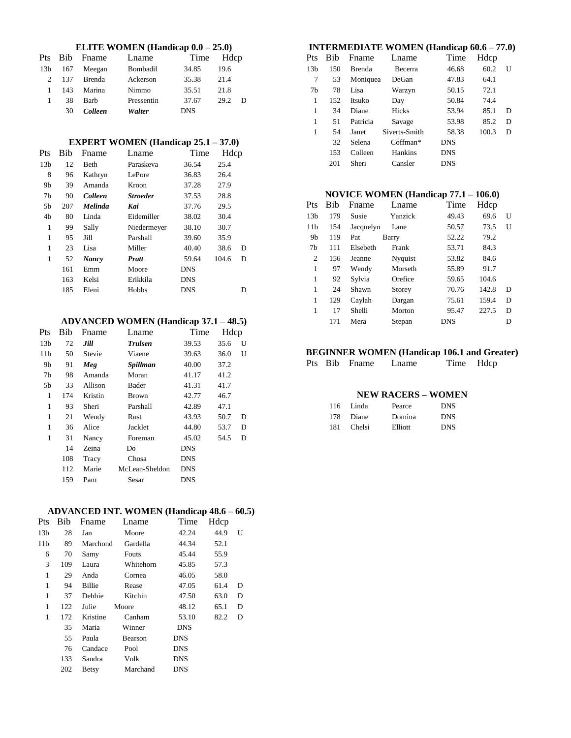## ELITE WOMEN (Handicap 0.0 – 25.0)

| Pts | Bib | Fname | Lname | Time | Hdcp | |
|---|---|---|---|---|---|---|
| 13b | 167 | Meegan | Bombadil | 34.85 | 19.6 | |
| 2 | 137 | Brenda | Ackerson | 35.38 | 21.4 | |
| 1 | 143 | Marina | Nimmo | 35.51 | 21.8 | |
| 1 | 38 | Barb | Pressentin | 37.67 | 29.2 | D |
| | 30 | ***Colleen*** | ***Walter*** | DNS | | |

## EXPERT WOMEN (Handicap 25.1 – 37.0)

| Pts | Bib | Fname | Lname | Time | Hdcp | |
|---|---|---|---|---|---|---|
| 13b | 12 | Beth | Paraskeva | 36.54 | 25.4 | |
| 8 | 96 | Kathryn | LePore | 36.83 | 26.4 | |
| 9b | 39 | Amanda | Kroon | 37.28 | 27.9 | |
| 7b | 90 | ***Colleen*** | ***Stroeder*** | 37.53 | 28.8 | |
| 5b | 207 | ***Melinda*** | ***Kai*** | 37.76 | 29.5 | |
| 4b | 80 | Linda | Eidemiller | 38.02 | 30.4 | |
| 1 | 99 | Sally | Niedermeyer | 38.10 | 30.7 | |
| 1 | 95 | Jill | Parshall | 39.60 | 35.9 | |
| 1 | 23 | Lisa | Miller | 40.40 | 38.6 | D |
| 1 | 52 | ***Nancy*** | ***Pratt*** | 59.64 | 104.6 | D |
| | 161 | Emm | Moore | DNS | | |
| | 163 | Kelsi | Erikkila | DNS | | |
| | 185 | Eleni | Hobbs | DNS | | D |

## ADVANCED WOMEN (Handicap 37.1 – 48.5)

| Pts | Bib | Fname | Lname | Time | Hdcp | |
|---|---|---|---|---|---|---|
| 13b | 72 | ***Jill*** | ***Trulsen*** | 39.53 | 35.6 | U |
| 11b | 50 | Stevie | Viaene | 39.63 | 36.0 | U |
| 9b | 91 | ***Meg*** | ***Spillman*** | 40.00 | 37.2 | |
| 7b | 98 | Amanda | Moran | 41.17 | 41.2 | |
| 5b | 33 | Allison | Bader | 41.31 | 41.7 | |
| 1 | 174 | Kristin | Brown | 42.77 | 46.7 | |
| 1 | 93 | Sheri | Parshall | 42.89 | 47.1 | |
| 1 | 21 | Wendy | Rust | 43.93 | 50.7 | D |
| 1 | 36 | Alice | Jacklet | 44.80 | 53.7 | D |
| 1 | 31 | Nancy | Foreman | 45.02 | 54.5 | D |
| | 14 | Zeina | Do | DNS | | |
| | 108 | Tracy | Chosa | DNS | | |
| | 112 | Marie | McLean-Sheldon | DNS | | |
| | 159 | Pam | Sesar | DNS | | |

## ADVANCED INT. WOMEN (Handicap 48.6 – 60.5)

| Pts | Bib | Fname | Lname | Time | Hdcp | |
|---|---|---|---|---|---|---|
| 13b | 28 | Jan | Moore | 42.24 | 44.9 | U |
| 11b | 89 | Marchond | Gardella | 44.34 | 52.1 | |
| 6 | 70 | Samy | Fouts | 45.44 | 55.9 | |
| 3 | 109 | Laura | Whitehorn | 45.85 | 57.3 | |
| 1 | 29 | Anda | Cornea | 46.05 | 58.0 | |
| 1 | 94 | Billie | Rease | 47.05 | 61.4 | D |
| 1 | 37 | Debbie | Kitchin | 47.50 | 63.0 | D |
| 1 | 122 | Julie | Moore | 48.12 | 65.1 | D |
| 1 | 172 | Kristine | Canham | 53.10 | 82.2 | D |
| | 35 | Maria | Winner | DNS | | |
| | 55 | Paula | Bearson | DNS | | |
| | 76 | Candace | Pool | DNS | | |
| | 133 | Sandra | Volk | DNS | | |
| | 202 | Betsy | Marchand | DNS | | |

## INTERMEDIATE WOMEN (Handicap 60.6 – 77.0)

| Pts | Bib | Fname | Lname | Time | Hdcp | |
|---|---|---|---|---|---|---|
| 13b | 150 | Brenda | Becerra | 46.68 | 60.2 | U |
| 7 | 53 | Moniquea | DeGan | 47.83 | 64.1 | |
| 7b | 78 | Lisa | Warzyn | 50.15 | 72.1 | |
| 1 | 152 | Itsuko | Day | 50.84 | 74.4 | |
| 1 | 34 | Diane | Hicks | 53.94 | 85.1 | D |
| 1 | 51 | Patricia | Savage | 53.98 | 85.2 | D |
| 1 | 54 | Janet | Siverts-Smith | 58.38 | 100.3 | D |
| | 32 | Selena | Coffman* | DNS | | |
| | 153 | Colleen | Hankins | DNS | | |
| | 201 | Sheri | Cansler | DNS | | |

## NOVICE WOMEN (Handicap 77.1 – 106.0)

| Pts | Bib | Fname | Lname | Time | Hdcp | |
|---|---|---|---|---|---|---|
| 13b | 179 | Susie | Yanzick | 49.43 | 69.6 | U |
| 11b | 154 | Jacquelyn | Lane | 50.57 | 73.5 | U |
| 9b | 119 | Pat | Barry | 52.22 | 79.2 | |
| 7b | 111 | Elsebeth | Frank | 53.71 | 84.3 | |
| 2 | 156 | Jeanne | Nyquist | 53.82 | 84.6 | |
| 1 | 97 | Wendy | Morseth | 55.89 | 91.7 | |
| 1 | 92 | Sylvia | Orefice | 59.65 | 104.6 | |
| 1 | 24 | Shawn | Storey | 70.76 | 142.8 | D |
| 1 | 129 | Caylah | Dargan | 75.61 | 159.4 | D |
| 1 | 17 | Shelli | Morton | 95.47 | 227.5 | D |
| | 171 | Mera | Stepan | DNS | | D |

## BEGINNER WOMEN (Handicap 106.1 and Greater)

| Pts | Bib | Fname | Lname | Time | Hdcp |
|---|---|---|---|---|---|

## NEW RACERS – WOMEN

| Bib | Fname | Lname | Time |
|---|---|---|---|
| 116 | Linda | Pearce | DNS |
| 178 | Diane | Domina | DNS |
| 181 | Chelsi | Elliott | DNS |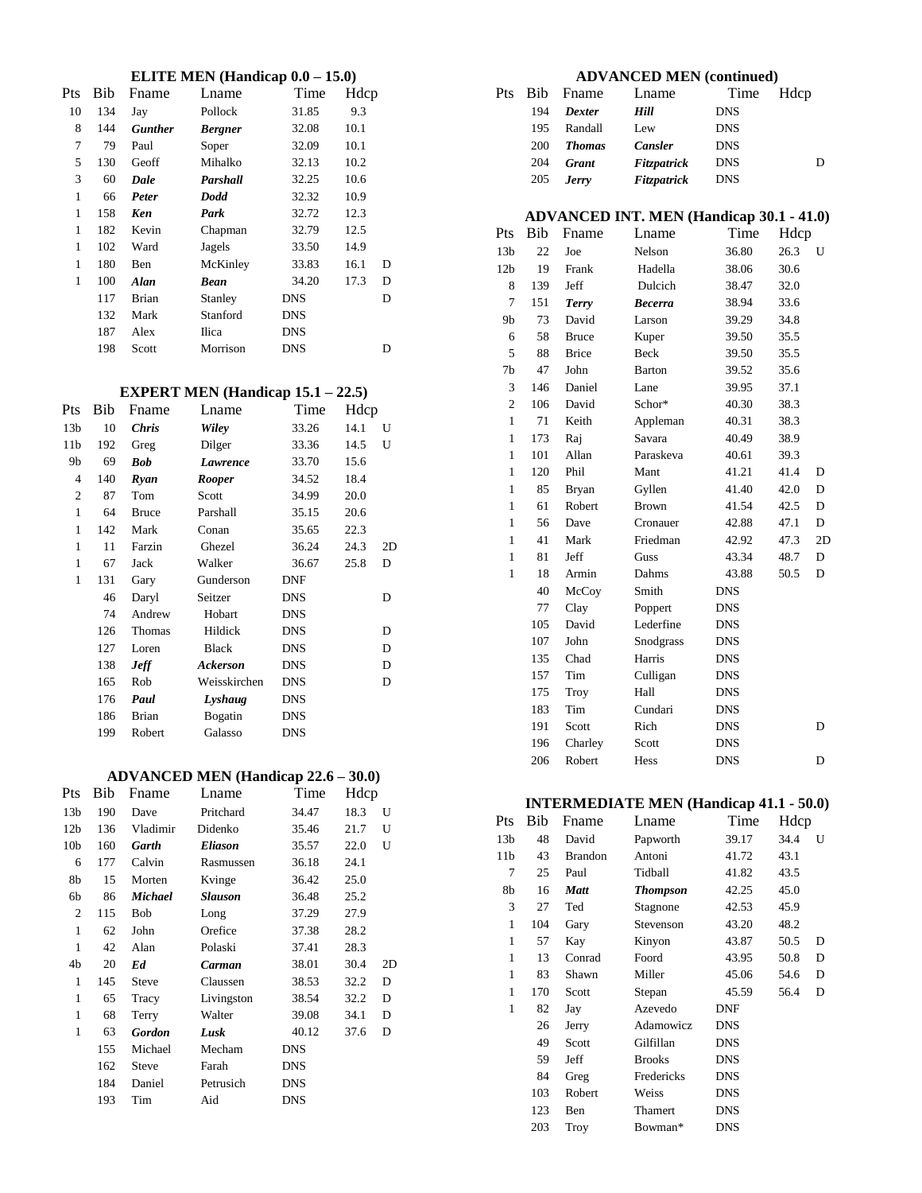### ELITE MEN (Handicap 0.0 – 15.0)

| Pts | Bib | Fname | Lname | Time | Hdcp | |
|---|---|---|---|---|---|---|
| 10 | 134 | Jay | Pollock | 31.85 | 9.3 | |
| 8 | 144 | ***Gunther*** | ***Bergner*** | 32.08 | 10.1 | |
| 7 | 79 | Paul | Soper | 32.09 | 10.1 | |
| 5 | 130 | Geoff | Mihalko | 32.13 | 10.2 | |
| 3 | 60 | ***Dale*** | ***Parshall*** | 32.25 | 10.6 | |
| 1 | 66 | ***Peter*** | ***Dodd*** | 32.32 | 10.9 | |
| 1 | 158 | ***Ken*** | ***Park*** | 32.72 | 12.3 | |
| 1 | 182 | Kevin | Chapman | 32.79 | 12.5 | |
| 1 | 102 | Ward | Jagels | 33.50 | 14.9 | |
| 1 | 180 | Ben | McKinley | 33.83 | 16.1 | D |
| 1 | 100 | ***Alan*** | ***Bean*** | 34.20 | 17.3 | D |
| | 117 | Brian | Stanley | DNS | | D |
| | 132 | Mark | Stanford | DNS | | |
| | 187 | Alex | Ilica | DNS | | |
| | 198 | Scott | Morrison | DNS | | D |

### EXPERT MEN (Handicap 15.1 – 22.5)

| Pts | Bib | Fname | Lname | Time | Hdcp | |
|---|---|---|---|---|---|---|
| 13b | 10 | ***Chris*** | ***Wiley*** | 33.26 | 14.1 | U |
| 11b | 192 | Greg | Dilger | 33.36 | 14.5 | U |
| 9b | 69 | ***Bob*** | ***Lawrence*** | 33.70 | 15.6 | |
| 4 | 140 | ***Ryan*** | ***Rooper*** | 34.52 | 18.4 | |
| 2 | 87 | Tom | Scott | 34.99 | 20.0 | |
| 1 | 64 | Bruce | Parshall | 35.15 | 20.6 | |
| 1 | 142 | Mark | Conan | 35.65 | 22.3 | |
| 1 | 11 | Farzin | Ghezel | 36.24 | 24.3 | 2D |
| 1 | 67 | Jack | Walker | 36.67 | 25.8 | D |
| 1 | 131 | Gary | Gunderson | DNF | | |
| | 46 | Daryl | Seitzer | DNS | | D |
| | 74 | Andrew | Hobart | DNS | | |
| | 126 | Thomas | Hildick | DNS | | D |
| | 127 | Loren | Black | DNS | | D |
| | 138 | ***Jeff*** | ***Ackerson*** | DNS | | D |
| | 165 | Rob | Weisskirchen | DNS | | D |
| | 176 | ***Paul*** | ***Lyshaug*** | DNS | | |
| | 186 | Brian | Bogatin | DNS | | |
| | 199 | Robert | Galasso | DNS | | |

### ADVANCED MEN (Handicap 22.6 – 30.0)

| Pts | Bib | Fname | Lname | Time | Hdcp | |
|---|---|---|---|---|---|---|
| 13b | 190 | Dave | Pritchard | 34.47 | 18.3 | U |
| 12b | 136 | Vladimir | Didenko | 35.46 | 21.7 | U |
| 10b | 160 | ***Garth*** | ***Eliason*** | 35.57 | 22.0 | U |
| 6 | 177 | Calvin | Rasmussen | 36.18 | 24.1 | |
| 8b | 15 | Morten | Kvinge | 36.42 | 25.0 | |
| 6b | 86 | ***Michael*** | ***Slauson*** | 36.48 | 25.2 | |
| 2 | 115 | Bob | Long | 37.29 | 27.9 | |
| 1 | 62 | John | Orefice | 37.38 | 28.2 | |
| 1 | 42 | Alan | Polaski | 37.41 | 28.3 | |
| 4b | 20 | ***Ed*** | ***Carman*** | 38.01 | 30.4 | 2D |
| 1 | 145 | Steve | Claussen | 38.53 | 32.2 | D |
| 1 | 65 | Tracy | Livingston | 38.54 | 32.2 | D |
| 1 | 68 | Terry | Walter | 39.08 | 34.1 | D |
| 1 | 63 | ***Gordon*** | ***Lusk*** | 40.12 | 37.6 | D |
| | 155 | Michael | Mecham | DNS | | |
| | 162 | Steve | Farah | DNS | | |
| | 184 | Daniel | Petrusich | DNS | | |
| | 193 | Tim | Aid | DNS | | |

### ADVANCED MEN (continued)

| Pts | Bib | Fname | Lname | Time | Hdcp | |
|---|---|---|---|---|---|---|
| | 194 | ***Dexter*** | ***Hill*** | DNS | | |
| | 195 | Randall | Lew | DNS | | |
| | 200 | ***Thomas*** | ***Cansler*** | DNS | | |
| | 204 | ***Grant*** | ***Fitzpatrick*** | DNS | | D |
| | 205 | ***Jerry*** | ***Fitzpatrick*** | DNS | | |

### ADVANCED INT. MEN (Handicap 30.1 - 41.0)

| Pts | Bib | Fname | Lname | Time | Hdcp | |
|---|---|---|---|---|---|---|
| 13b | 22 | Joe | Nelson | 36.80 | 26.3 | U |
| 12b | 19 | Frank | Hadella | 38.06 | 30.6 | |
| 8 | 139 | Jeff | Dulcich | 38.47 | 32.0 | |
| 7 | 151 | ***Terry*** | ***Becerra*** | 38.94 | 33.6 | |
| 9b | 73 | David | Larson | 39.29 | 34.8 | |
| 6 | 58 | Bruce | Kuper | 39.50 | 35.5 | |
| 5 | 88 | Brice | Beck | 39.50 | 35.5 | |
| 7b | 47 | John | Barton | 39.52 | 35.6 | |
| 3 | 146 | Daniel | Lane | 39.95 | 37.1 | |
| 2 | 106 | David | Schor* | 40.30 | 38.3 | |
| 1 | 71 | Keith | Appleman | 40.31 | 38.3 | |
| 1 | 173 | Raj | Savara | 40.49 | 38.9 | |
| 1 | 101 | Allan | Paraskeva | 40.61 | 39.3 | |
| 1 | 120 | Phil | Mant | 41.21 | 41.4 | D |
| 1 | 85 | Bryan | Gyllen | 41.40 | 42.0 | D |
| 1 | 61 | Robert | Brown | 41.54 | 42.5 | D |
| 1 | 56 | Dave | Cronauer | 42.88 | 47.1 | D |
| 1 | 41 | Mark | Friedman | 42.92 | 47.3 | 2D |
| 1 | 81 | Jeff | Guss | 43.34 | 48.7 | D |
| 1 | 18 | Armin | Dahms | 43.88 | 50.5 | D |
| | 40 | McCoy | Smith | DNS | | |
| | 77 | Clay | Poppert | DNS | | |
| | 105 | David | Lederfine | DNS | | |
| | 107 | John | Snodgrass | DNS | | |
| | 135 | Chad | Harris | DNS | | |
| | 157 | Tim | Culligan | DNS | | |
| | 175 | Troy | Hall | DNS | | |
| | 183 | Tim | Cundari | DNS | | |
| | 191 | Scott | Rich | DNS | | D |
| | 196 | Charley | Scott | DNS | | |
| | 206 | Robert | Hess | DNS | | D |

### INTERMEDIATE MEN (Handicap 41.1 - 50.0)

| Pts | Bib | Fname | Lname | Time | Hdcp | |
|---|---|---|---|---|---|---|
| 13b | 48 | David | Papworth | 39.17 | 34.4 | U |
| 11b | 43 | Brandon | Antoni | 41.72 | 43.1 | |
| 7 | 25 | Paul | Tidball | 41.82 | 43.5 | |
| 8b | 16 | ***Matt*** | ***Thompson*** | 42.25 | 45.0 | |
| 3 | 27 | Ted | Stagnone | 42.53 | 45.9 | |
| 1 | 104 | Gary | Stevenson | 43.20 | 48.2 | |
| 1 | 57 | Kay | Kinyon | 43.87 | 50.5 | D |
| 1 | 13 | Conrad | Foord | 43.95 | 50.8 | D |
| 1 | 83 | Shawn | Miller | 45.06 | 54.6 | D |
| 1 | 170 | Scott | Stepan | 45.59 | 56.4 | D |
| 1 | 82 | Jay | Azevedo | DNF | | |
| | 26 | Jerry | Adamowicz | DNS | | |
| | 49 | Scott | Gilfillan | DNS | | |
| | 59 | Jeff | Brooks | DNS | | |
| | 84 | Greg | Fredericks | DNS | | |
| | 103 | Robert | Weiss | DNS | | |
| | 123 | Ben | Thamert | DNS | | |
| | 203 | Troy | Bowman* | DNS | | |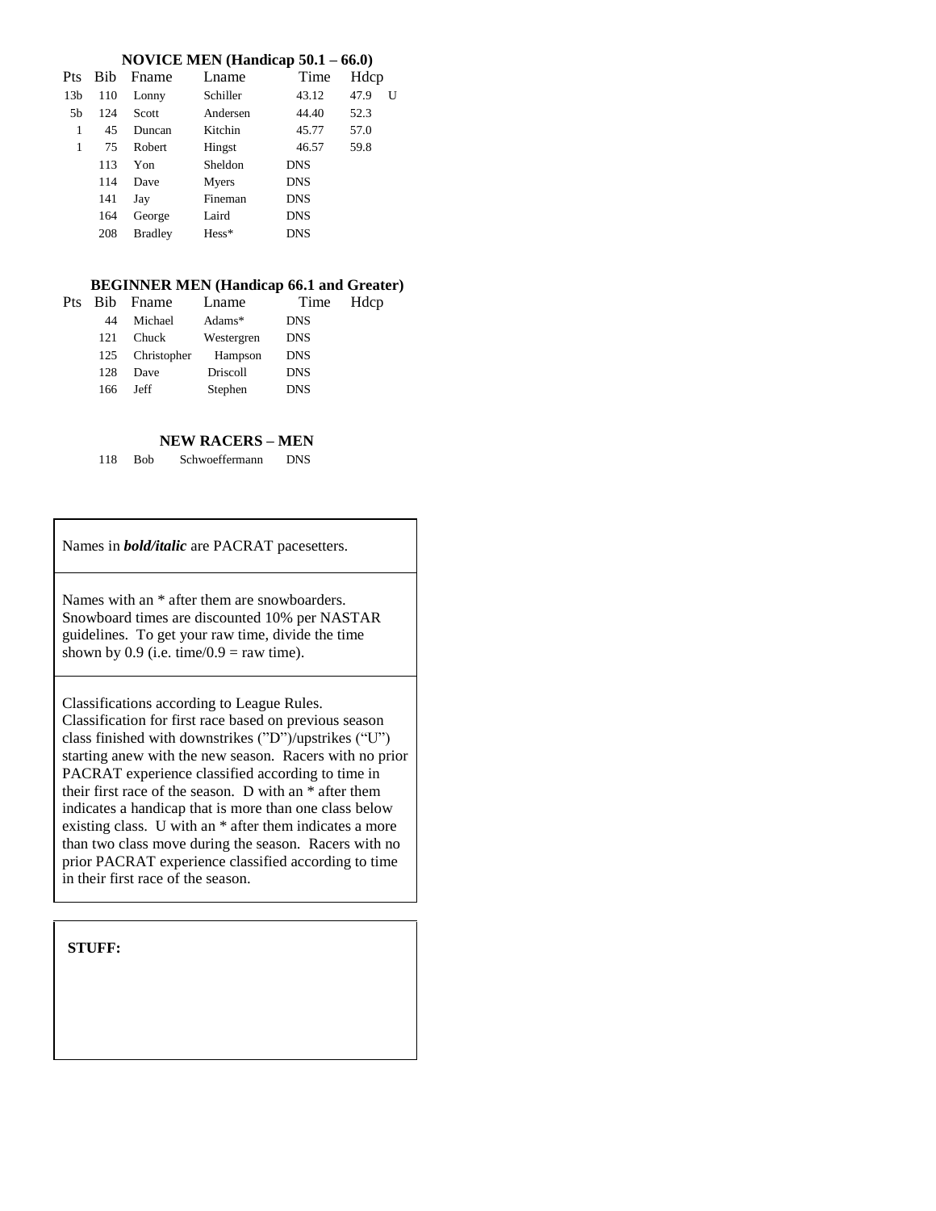### NOVICE MEN (Handicap 50.1 – 66.0)

| Pts | Bib | Fname | Lname | Time | Hdcp | |
|---|---|---|---|---|---|---|
| 13b | 110 | Lonny | Schiller | 43.12 | 47.9 | U |
| 5b | 124 | Scott | Andersen | 44.40 | 52.3 | |
| 1 | 45 | Duncan | Kitchin | 45.77 | 57.0 | |
| 1 | 75 | Robert | Hingst | 46.57 | 59.8 | |
| | 113 | Yon | Sheldon | DNS | | |
| | 114 | Dave | Myers | DNS | | |
| | 141 | Jay | Fineman | DNS | | |
| | 164 | George | Laird | DNS | | |
| | 208 | Bradley | Hess* | DNS | | |

### BEGINNER MEN (Handicap 66.1 and Greater)

| Pts | Bib | Fname | Lname | Time | Hdcp |
|---|---|---|---|---|---|
| | 44 | Michael | Adams* | DNS | |
| | 121 | Chuck | Westergren | DNS | |
| | 125 | Christopher | Hampson | DNS | |
| | 128 | Dave | Driscoll | DNS | |
| | 166 | Jeff | Stephen | DNS | |

### NEW RACERS – MEN

| Bib | Fname | Lname | Time |
|---|---|---|---|
| 118 | Bob | Schwoeffermann | DNS |

Names in ***bold/italic*** are PACRAT pacesetters.

Names with an * after them are snowboarders. Snowboard times are discounted 10% per NASTAR guidelines. To get your raw time, divide the time shown by 0.9 (i.e. time/0.9 = raw time).

Classifications according to League Rules. Classification for first race based on previous season class finished with downstrikes ("D")/upstrikes ("U") starting anew with the new season. Racers with no prior PACRAT experience classified according to time in their first race of the season. D with an * after them indicates a handicap that is more than one class below existing class. U with an * after them indicates a more than two class move during the season. Racers with no prior PACRAT experience classified according to time in their first race of the season.

**STUFF:**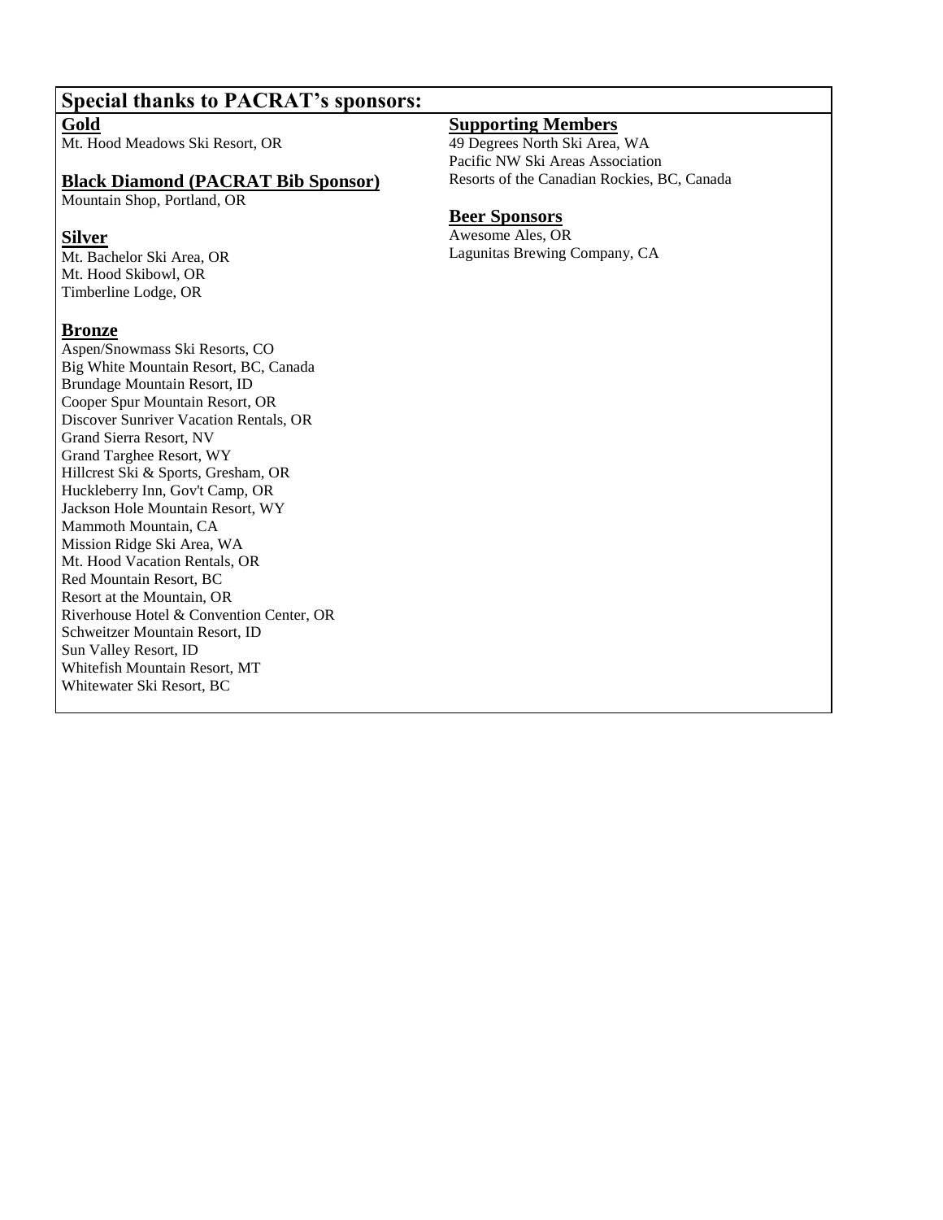## Special thanks to PACRAT's sponsors:

### Gold
Mt. Hood Meadows Ski Resort, OR

### Black Diamond (PACRAT Bib Sponsor)
Mountain Shop, Portland, OR

### Silver
Mt. Bachelor Ski Area, OR
Mt. Hood Skibowl, OR
Timberline Lodge, OR

### Bronze
Aspen/Snowmass Ski Resorts, CO
Big White Mountain Resort, BC, Canada
Brundage Mountain Resort, ID
Cooper Spur Mountain Resort, OR
Discover Sunriver Vacation Rentals, OR
Grand Sierra Resort, NV
Grand Targhee Resort, WY
Hillcrest Ski & Sports, Gresham, OR
Huckleberry Inn, Gov't Camp, OR
Jackson Hole Mountain Resort, WY
Mammoth Mountain, CA
Mission Ridge Ski Area, WA
Mt. Hood Vacation Rentals, OR
Red Mountain Resort, BC
Resort at the Mountain, OR
Riverhouse Hotel & Convention Center, OR
Schweitzer Mountain Resort, ID
Sun Valley Resort, ID
Whitefish Mountain Resort, MT
Whitewater Ski Resort, BC

### Supporting Members
49 Degrees North Ski Area, WA
Pacific NW Ski Areas Association
Resorts of the Canadian Rockies, BC, Canada

### Beer Sponsors
Awesome Ales, OR
Lagunitas Brewing Company, CA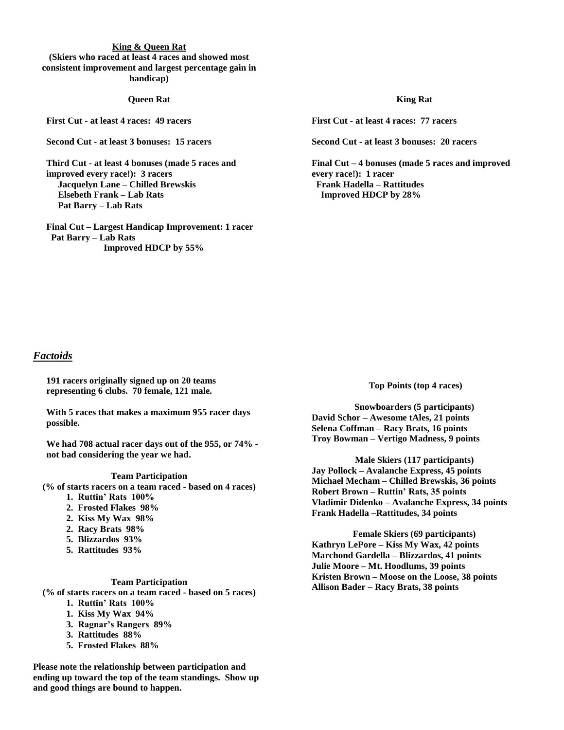**King & Queen Rat**

**(Skiers who raced at least 4 races and showed most consistent improvement and largest percentage gain in handicap)**

**Queen Rat**

**First Cut - at least 4 races: 49 racers**

**Second Cut - at least 3 bonuses: 15 racers**

**Third Cut - at least 4 bonuses (made 5 races and improved every race!): 3 racers**
**Jacquelyn Lane – Chilled Brewskis**
**Elsebeth Frank – Lab Rats**
**Pat Barry – Lab Rats**

**Final Cut – Largest Handicap Improvement: 1 racer**
**Pat Barry – Lab Rats**
**Improved HDCP by 55%**

**King Rat**

**First Cut - at least 4 races: 77 racers**

**Second Cut - at least 3 bonuses: 20 racers**

**Final Cut – 4 bonuses (made 5 races and improved every race!): 1 racer**
**Frank Hadella – Rattitudes**
**Improved HDCP by 28%**

## *Factoids*

**191 racers originally signed up on 20 teams representing 6 clubs. 70 female, 121 male.**

**With 5 races that makes a maximum 955 racer days possible.**

**We had 708 actual racer days out of the 955, or 74% - not bad considering the year we had.**

**Team Participation**
**(% of starts racers on a team raced - based on 4 races)**

1. **Ruttin' Rats 100%**
2. **Frosted Flakes 98%**
2. **Kiss My Wax 98%**
2. **Racy Brats 98%**
5. **Blizzardos 93%**
5. **Rattitudes 93%**

**Team Participation**
**(% of starts racers on a team raced - based on 5 races)**

1. **Ruttin' Rats 100%**
1. **Kiss My Wax 94%**
3. **Ragnar's Rangers 89%**
3. **Rattitudes 88%**
5. **Frosted Flakes 88%**

**Please note the relationship between participation and ending up toward the top of the team standings. Show up and good things are bound to happen.**

**Top Points (top 4 races)**

**Snowboarders (5 participants)**
**David Schor – Awesome tAles, 21 points**
**Selena Coffman – Racy Brats, 16 points**
**Troy Bowman – Vertigo Madness, 9 points**

**Male Skiers (117 participants)**
**Jay Pollock – Avalanche Express, 45 points**
**Michael Mecham – Chilled Brewskis, 36 points**
**Robert Brown – Ruttin' Rats, 35 points**
**Vladimir Didenko – Avalanche Express, 34 points**
**Frank Hadella –Rattitudes, 34 points**

**Female Skiers (69 participants)**
**Kathryn LePore – Kiss My Wax, 42 points**
**Marchond Gardella – Blizzardos, 41 points**
**Julie Moore – Mt. Hoodlums, 39 points**
**Kristen Brown – Moose on the Loose, 38 points**
**Allison Bader – Racy Brats, 38 points**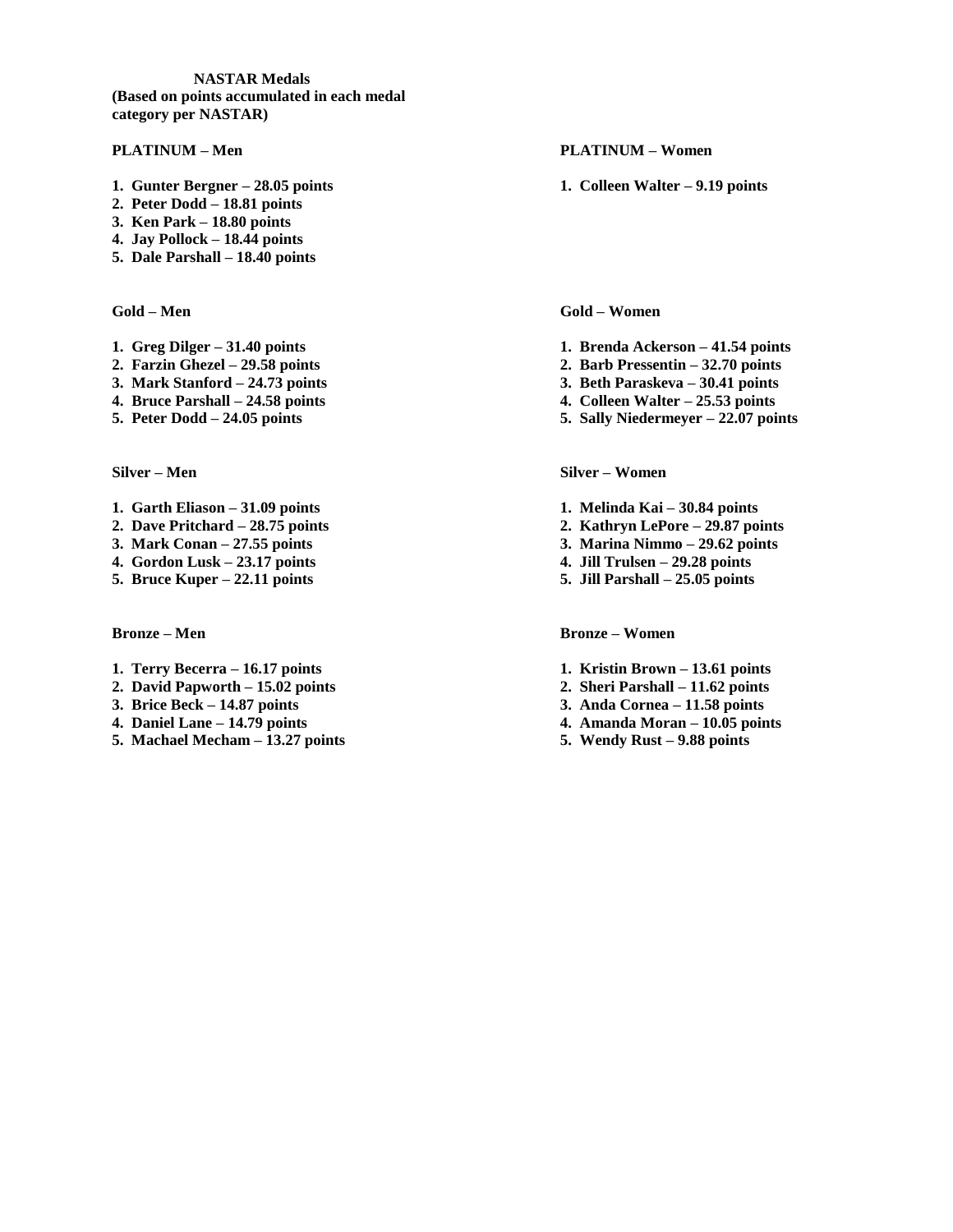**NASTAR Medals**
**(Based on points accumulated in each medal category per NASTAR)**

**PLATINUM – Men**

1. **Gunter Bergner – 28.05 points**
2. **Peter Dodd – 18.81 points**
3. **Ken Park – 18.80 points**
4. **Jay Pollock – 18.44 points**
5. **Dale Parshall – 18.40 points**

**PLATINUM – Women**

1. **Colleen Walter – 9.19 points**

**Gold – Men**

1. **Greg Dilger – 31.40 points**
2. **Farzin Ghezel – 29.58 points**
3. **Mark Stanford – 24.73 points**
4. **Bruce Parshall – 24.58 points**
5. **Peter Dodd – 24.05 points**

**Gold – Women**

1. **Brenda Ackerson – 41.54 points**
2. **Barb Pressentin – 32.70 points**
3. **Beth Paraskeva – 30.41 points**
4. **Colleen Walter – 25.53 points**
5. **Sally Niedermeyer – 22.07 points**

**Silver – Men**

1. **Garth Eliason – 31.09 points**
2. **Dave Pritchard – 28.75 points**
3. **Mark Conan – 27.55 points**
4. **Gordon Lusk – 23.17 points**
5. **Bruce Kuper – 22.11 points**

**Silver – Women**

1. **Melinda Kai – 30.84 points**
2. **Kathryn LePore – 29.87 points**
3. **Marina Nimmo – 29.62 points**
4. **Jill Trulsen – 29.28 points**
5. **Jill Parshall – 25.05 points**

**Bronze – Men**

1. **Terry Becerra – 16.17 points**
2. **David Papworth – 15.02 points**
3. **Brice Beck – 14.87 points**
4. **Daniel Lane – 14.79 points**
5. **Machael Mecham – 13.27 points**

**Bronze – Women**

1. **Kristin Brown – 13.61 points**
2. **Sheri Parshall – 11.62 points**
3. **Anda Cornea – 11.58 points**
4. **Amanda Moran – 10.05 points**
5. **Wendy Rust – 9.88 points**